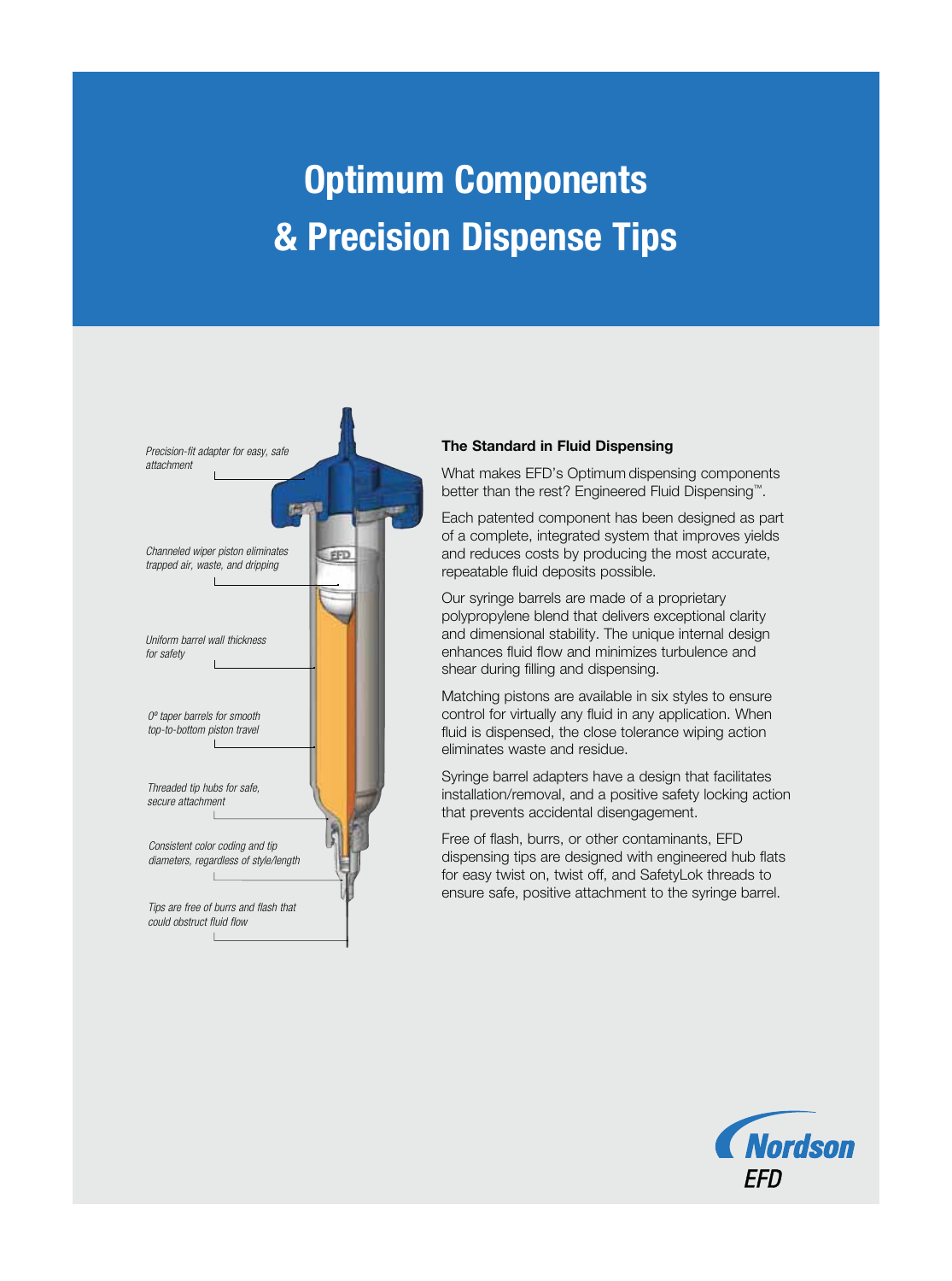# Optimum Components & Precision Dispense Tips

*Precision-fit adapter for easy, safe attachment*

*Channeled wiper piston eliminates trapped air, waste, and dripping*

*Uniform barrel wall thickness for safety*

*0º taper barrels for smooth top-to-bottom piston travel*

*Threaded tip hubs for safe, secure attachment*

*Consistent color coding and tip diameters, regardless of style/length*

*Tips are free of burrs and flash that could obstruct fluid flow*

**The Standard in Fluid Dispensing**

What makes EFD's Optimum dispensing components better than the rest? Engineered Fluid Dispensing™.

Each patented component has been designed as part of a complete, integrated system that improves yields and reduces costs by producing the most accurate, repeatable fluid deposits possible.

Our syringe barrels are made of a proprietary polypropylene blend that delivers exceptional clarity and dimensional stability. The unique internal design enhances fluid flow and minimizes turbulence and shear during filling and dispensing.

Matching pistons are available in six styles to ensure control for virtually any fluid in any application. When fluid is dispensed, the close tolerance wiping action eliminates waste and residue.

Syringe barrel adapters have a design that facilitates installation/removal, and a positive safety locking action that prevents accidental disengagement.

Free of flash, burrs, or other contaminants, EFD dispensing tips are designed with engineered hub flats for easy twist on, twist off, and SafetyLok threads to ensure safe, positive attachment to the syringe barrel.

Nordson EFD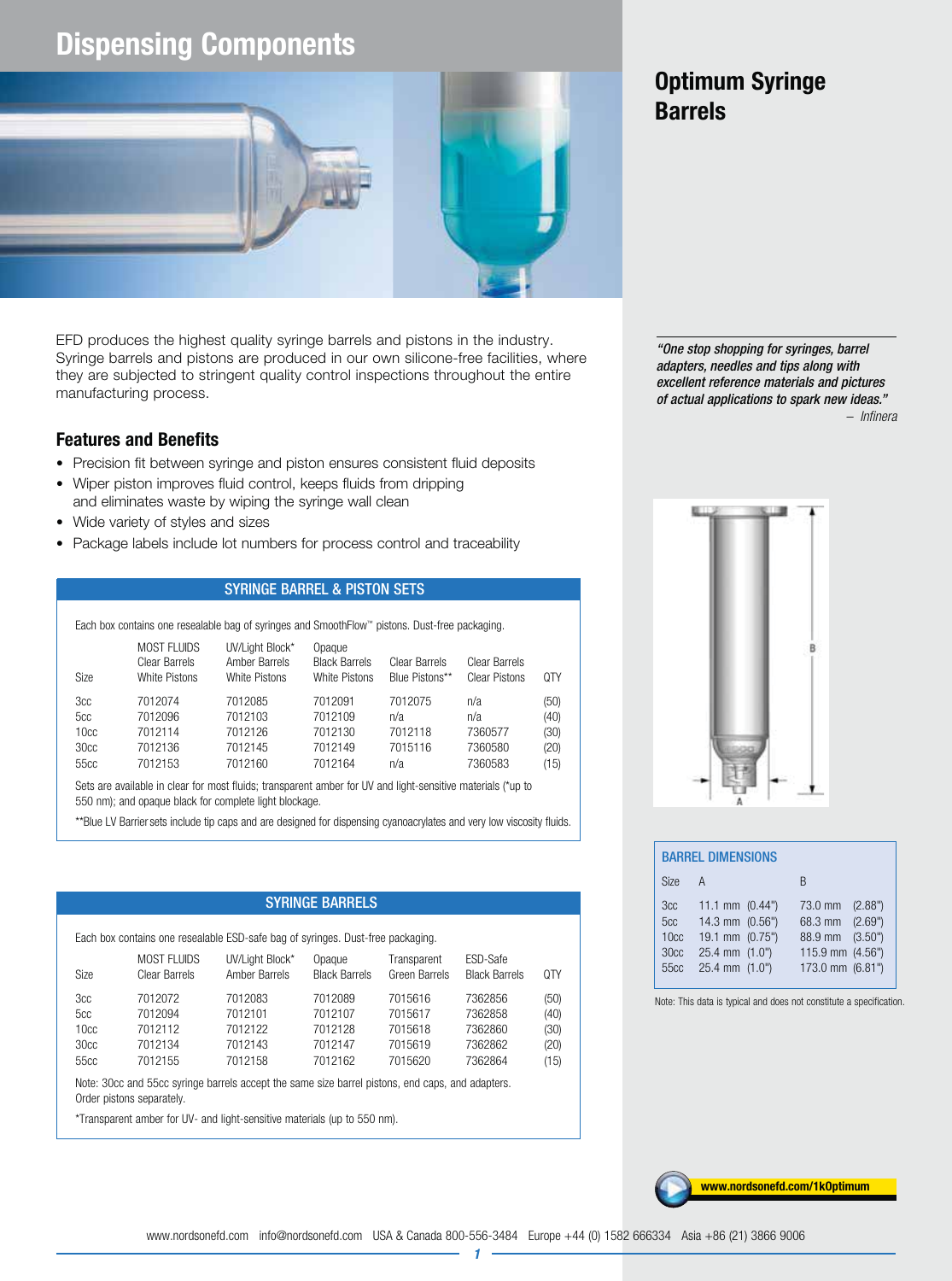# Dispensing Components

## Optimum Syringe Barrels

EFD produces the highest quality syringe barrels and pistons in the industry. Syringe barrels and pistons are produced in our own silicone-free facilities, where they are subjected to stringent quality control inspections throughout the entire manufacturing process.

*"One stop shopping for syringes, barrel adapters, needles and tips along with excellent reference materials and pictures of actual applications to spark new ideas."*
*– Infinera*

### Features and Benefits

- Precision fit between syringe and piston ensures consistent fluid deposits
- Wiper piston improves fluid control, keeps fluids from dripping and eliminates waste by wiping the syringe wall clean
- Wide variety of styles and sizes
- Package labels include lot numbers for process control and traceability

### SYRINGE BARREL & PISTON SETS

Each box contains one resealable bag of syringes and SmoothFlow™ pistons. Dust-free packaging.

| Size | MOST FLUIDS Clear Barrels White Pistons | UV/Light Block* Amber Barrels White Pistons | Opaque Black Barrels White Pistons | Clear Barrels Blue Pistons** | Clear Barrels Clear Pistons | QTY |
|---|---|---|---|---|---|---|
| 3cc | 7012074 | 7012085 | 7012091 | 7012075 | n/a | (50) |
| 5cc | 7012096 | 7012103 | 7012109 | n/a | n/a | (40) |
| 10cc | 7012114 | 7012126 | 7012130 | 7012118 | 7360577 | (30) |
| 30cc | 7012136 | 7012145 | 7012149 | 7015116 | 7360580 | (20) |
| 55cc | 7012153 | 7012160 | 7012164 | n/a | 7360583 | (15) |

Sets are available in clear for most fluids; transparent amber for UV and light-sensitive materials (*up to 550 nm); and opaque black for complete light blockage.

**Blue LV Barrier sets include tip caps and are designed for dispensing cyanoacrylates and very low viscosity fluids.

### BARREL DIMENSIONS

| Size | A | B |
|---|---|---|
| 3cc | 11.1 mm (0.44") | 73.0 mm (2.88") |
| 5cc | 14.3 mm (0.56") | 68.3 mm (2.69") |
| 10cc | 19.1 mm (0.75") | 88.9 mm (3.50") |
| 30cc | 25.4 mm (1.0") | 115.9 mm (4.56") |
| 55cc | 25.4 mm (1.0") | 173.0 mm (6.81") |

Note: This data is typical and does not constitute a specification.

### SYRINGE BARRELS

Each box contains one resealable ESD-safe bag of syringes. Dust-free packaging.

| Size | MOST FLUIDS Clear Barrels | UV/Light Block* Amber Barrels | Opaque Black Barrels | Transparent Green Barrels | ESD-Safe Black Barrels | QTY |
|---|---|---|---|---|---|---|
| 3cc | 7012072 | 7012083 | 7012089 | 7015616 | 7362856 | (50) |
| 5cc | 7012094 | 7012101 | 7012107 | 7015617 | 7362858 | (40) |
| 10cc | 7012112 | 7012122 | 7012128 | 7015618 | 7362860 | (30) |
| 30cc | 7012134 | 7012143 | 7012147 | 7015619 | 7362862 | (20) |
| 55cc | 7012155 | 7012158 | 7012162 | 7015620 | 7362864 | (15) |

Note: 30cc and 55cc syringe barrels accept the same size barrel pistons, end caps, and adapters. Order pistons separately.

*Transparent amber for UV- and light-sensitive materials (up to 550 nm).

www.nordsonefd.com/1kOptimum

www.nordsonefd.com info@nordsonefd.com USA & Canada 800-556-3484 Europe +44 (0) 1582 666334 Asia +86 (21) 3866 9006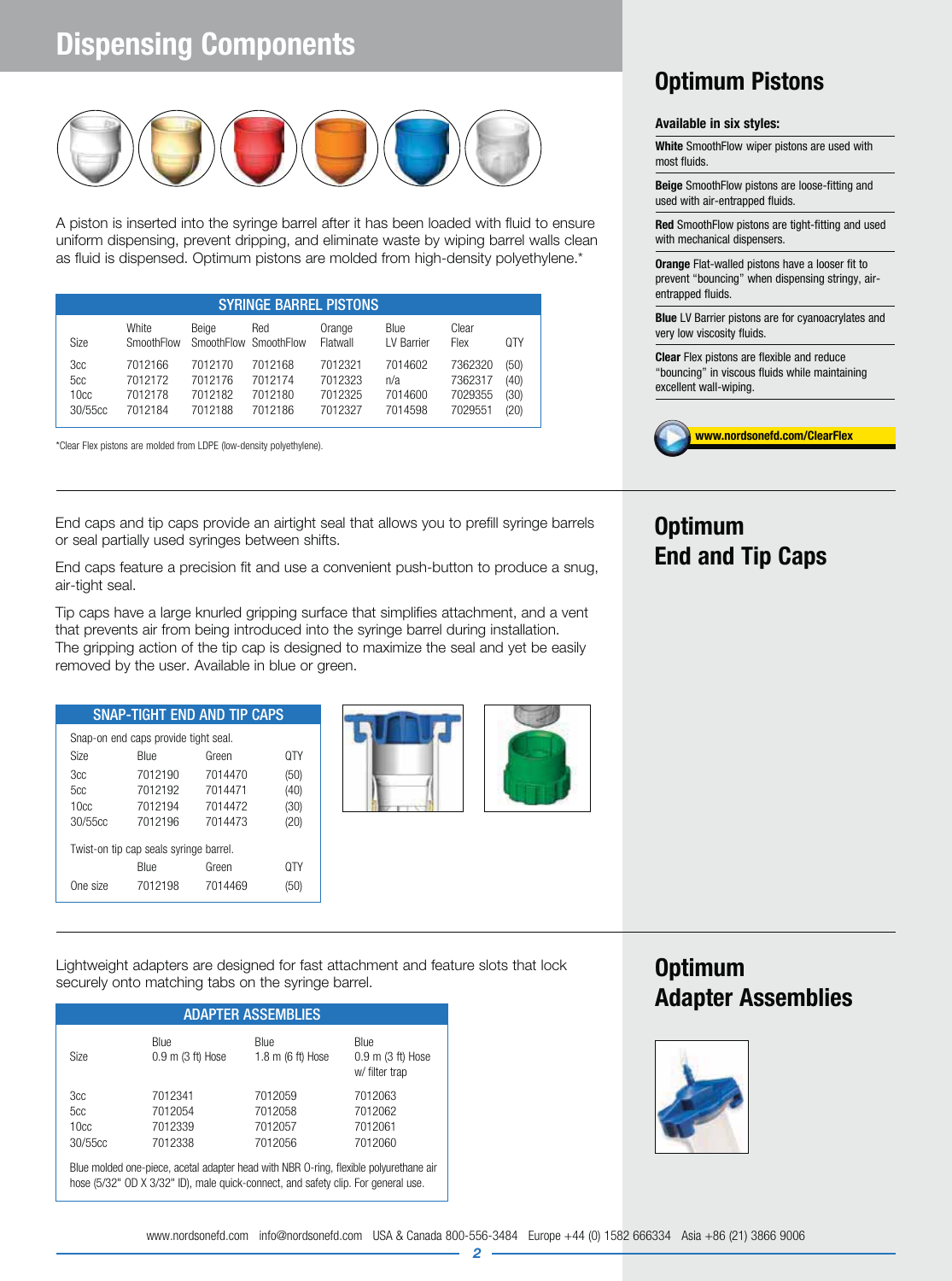# Dispensing Components

A piston is inserted into the syringe barrel after it has been loaded with fluid to ensure uniform dispensing, prevent dripping, and eliminate waste by wiping barrel walls clean as fluid is dispensed. Optimum pistons are molded from high-density polyethylene.*

**SYRINGE BARREL PISTONS**

| Size | White SmoothFlow | Beige SmoothFlow | Red SmoothFlow | Orange Flatwall | Blue LV Barrier | Clear Flex | QTY |
|---|---|---|---|---|---|---|---|
| 3cc | 7012166 | 7012170 | 7012168 | 7012321 | 7014602 | 7362320 | (50) |
| 5cc | 7012172 | 7012176 | 7012174 | 7012323 | n/a | 7362317 | (40) |
| 10cc | 7012178 | 7012182 | 7012180 | 7012325 | 7014600 | 7029355 | (30) |
| 30/55cc | 7012184 | 7012188 | 7012186 | 7012327 | 7014598 | 7029551 | (20) |

*Clear Flex pistons are molded from LDPE (low-density polyethylene).

## Optimum Pistons

**Available in six styles:**

**White** SmoothFlow wiper pistons are used with most fluids.

**Beige** SmoothFlow pistons are loose-fitting and used with air-entrapped fluids.

**Red** SmoothFlow pistons are tight-fitting and used with mechanical dispensers.

**Orange** Flat-walled pistons have a looser fit to prevent “bouncing” when dispensing stringy, air-entrapped fluids.

**Blue** LV Barrier pistons are for cyanoacrylates and very low viscosity fluids.

**Clear** Flex pistons are flexible and reduce “bouncing” in viscous fluids while maintaining excellent wall-wiping.

www.nordsonefd.com/ClearFlex

## Optimum End and Tip Caps

End caps and tip caps provide an airtight seal that allows you to prefill syringe barrels or seal partially used syringes between shifts.

End caps feature a precision fit and use a convenient push-button to produce a snug, air-tight seal.

Tip caps have a large knurled gripping surface that simplifies attachment, and a vent that prevents air from being introduced into the syringe barrel during installation. The gripping action of the tip cap is designed to maximize the seal and yet be easily removed by the user. Available in blue or green.

**SNAP-TIGHT END AND TIP CAPS**

Snap-on end caps provide tight seal.

| Size | Blue | Green | QTY |
|---|---|---|---|
| 3cc | 7012190 | 7014470 | (50) |
| 5cc | 7012192 | 7014471 | (40) |
| 10cc | 7012194 | 7014472 | (30) |
| 30/55cc | 7012196 | 7014473 | (20) |

Twist-on tip cap seals syringe barrel.

| | Blue | Green | QTY |
|---|---|---|---|
| One size | 7012198 | 7014469 | (50) |

## Optimum Adapter Assemblies

Lightweight adapters are designed for fast attachment and feature slots that lock securely onto matching tabs on the syringe barrel.

**ADAPTER ASSEMBLIES**

| Size | Blue 0.9 m (3 ft) Hose | Blue 1.8 m (6 ft) Hose | Blue 0.9 m (3 ft) Hose w/ filter trap |
|---|---|---|---|
| 3cc | 7012341 | 7012059 | 7012063 |
| 5cc | 7012054 | 7012058 | 7012062 |
| 10cc | 7012339 | 7012057 | 7012061 |
| 30/55cc | 7012338 | 7012056 | 7012060 |

Blue molded one-piece, acetal adapter head with NBR O-ring, flexible polyurethane air hose (5/32" OD X 3/32" ID), male quick-connect, and safety clip. For general use.

www.nordsonefd.com info@nordsonefd.com USA & Canada 800-556-3484 Europe +44 (0) 1582 666334 Asia +86 (21) 3866 9006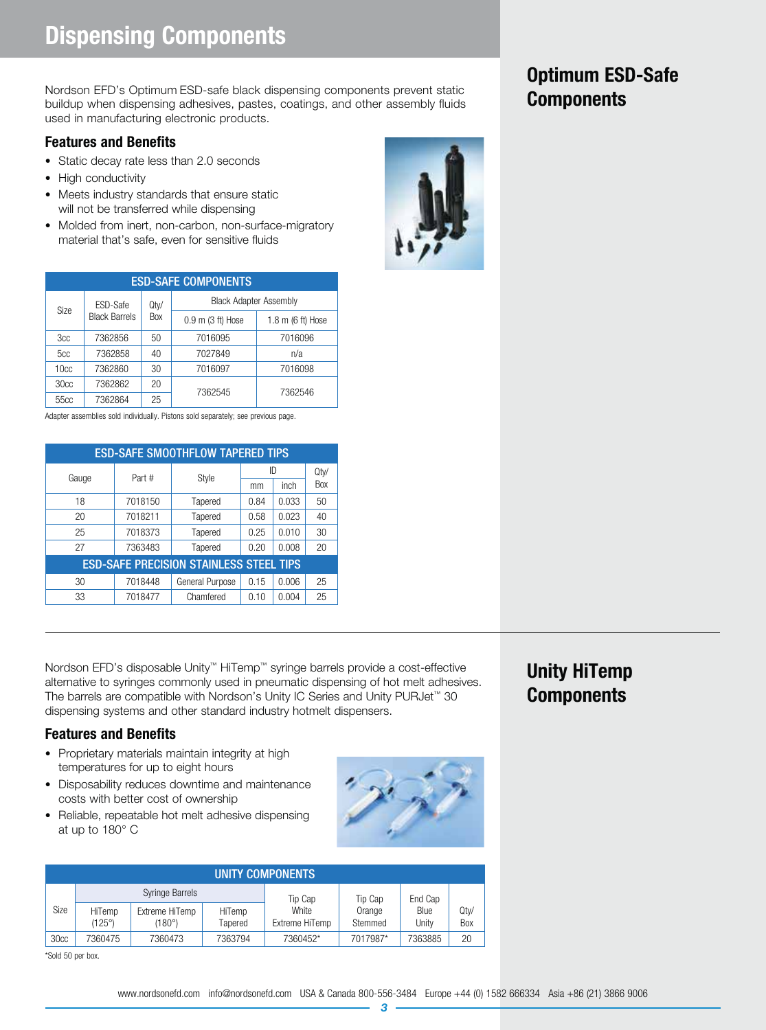# Dispensing Components

## Optimum ESD-Safe Components

Nordson EFD's Optimum ESD-safe black dispensing components prevent static buildup when dispensing adhesives, pastes, coatings, and other assembly fluids used in manufacturing electronic products.

### Features and Benefits

- Static decay rate less than 2.0 seconds
- High conductivity
- Meets industry standards that ensure static will not be transferred while dispensing
- Molded from inert, non-carbon, non-surface-migratory material that's safe, even for sensitive fluids

| ESD-SAFE COMPONENTS | | | | |
|---|---|---|---|---|
| Size | ESD-Safe Black Barrels | Qty/ Box | Black Adapter Assembly | |
| | | | 0.9 m (3 ft) Hose | 1.8 m (6 ft) Hose |
| 3cc | 7362856 | 50 | 7016095 | 7016096 |
| 5cc | 7362858 | 40 | 7027849 | n/a |
| 10cc | 7362860 | 30 | 7016097 | 7016098 |
| 30cc | 7362862 | 20 | 7362545 | 7362546 |
| 55cc | 7362864 | 25 | | |

Adapter assemblies sold individually. Pistons sold separately; see previous page.

| ESD-SAFE SMOOTHFLOW TAPERED TIPS | | | | | |
|---|---|---|---|---|---|
| Gauge | Part # | Style | ID | | Qty/ Box |
| | | | mm | inch | |
| 18 | 7018150 | Tapered | 0.84 | 0.033 | 50 |
| 20 | 7018211 | Tapered | 0.58 | 0.023 | 40 |
| 25 | 7018373 | Tapered | 0.25 | 0.010 | 30 |
| 27 | 7363483 | Tapered | 0.20 | 0.008 | 20 |
| **ESD-SAFE PRECISION STAINLESS STEEL TIPS** | | | | | |
| 30 | 7018448 | General Purpose | 0.15 | 0.006 | 25 |
| 33 | 7018477 | Chamfered | 0.10 | 0.004 | 25 |

## Unity HiTemp Components

Nordson EFD's disposable Unity™ HiTemp™ syringe barrels provide a cost-effective alternative to syringes commonly used in pneumatic dispensing of hot melt adhesives. The barrels are compatible with Nordson's Unity IC Series and Unity PURJet™ 30 dispensing systems and other standard industry hotmelt dispensers.

### Features and Benefits

- Proprietary materials maintain integrity at high temperatures for up to eight hours
- Disposability reduces downtime and maintenance costs with better cost of ownership
- Reliable, repeatable hot melt adhesive dispensing at up to 180° C

| UNITY COMPONENTS | | | | | | | |
|---|---|---|---|---|---|---|---|
| Size | Syringe Barrels | | | Tip Cap White Extreme HiTemp | Tip Cap Orange Stemmed | End Cap Blue Unity | Qty/ Box |
| | HiTemp (125°) | Extreme HiTemp (180°) | HiTemp Tapered | | | | |
| 30cc | 7360475 | 7360473 | 7363794 | 7360452* | 7017987* | 7363885 | 20 |

*Sold 50 per box.

www.nordsonefd.com info@nordsonefd.com USA & Canada 800-556-3484 Europe +44 (0) 1582 666334 Asia +86 (21) 3866 9006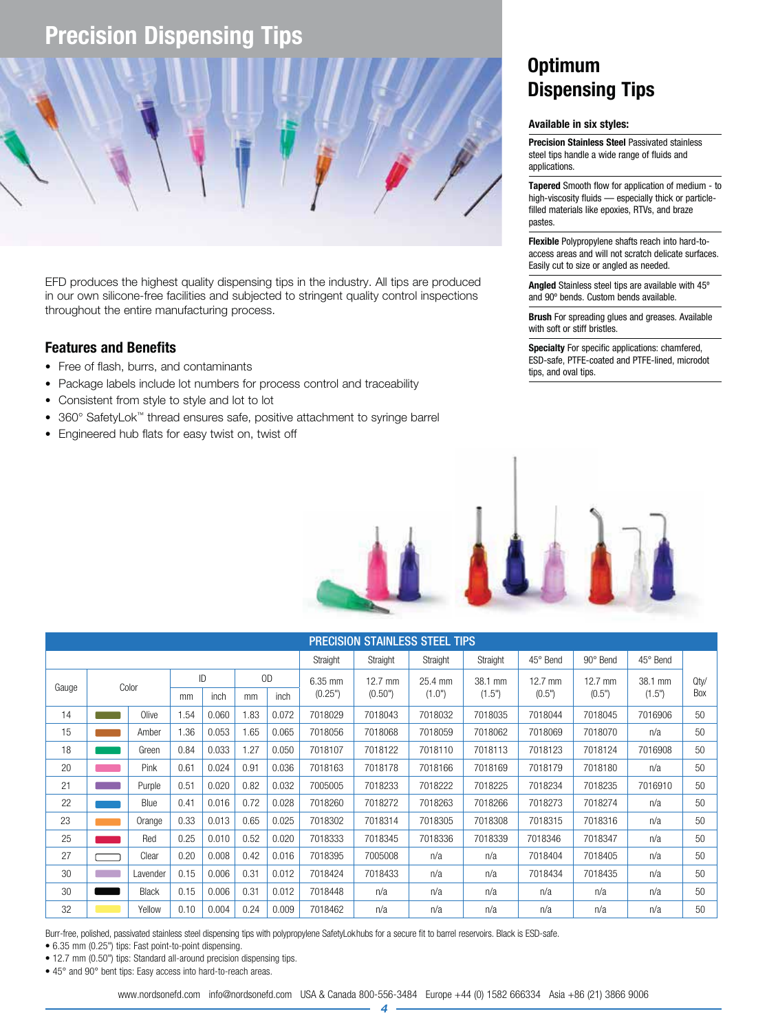# Precision Dispensing Tips

EFD produces the highest quality dispensing tips in the industry. All tips are produced in our own silicone-free facilities and subjected to stringent quality control inspections throughout the entire manufacturing process.

## Features and Benefits

- Free of flash, burrs, and contaminants
- Package labels include lot numbers for process control and traceability
- Consistent from style to style and lot to lot
- 360° SafetyLok™ thread ensures safe, positive attachment to syringe barrel
- Engineered hub flats for easy twist on, twist off

## Optimum Dispensing Tips

**Available in six styles:**

**Precision Stainless Steel** Passivated stainless steel tips handle a wide range of fluids and applications.

**Tapered** Smooth flow for application of medium - to high-viscosity fluids — especially thick or particle-filled materials like epoxies, RTVs, and braze pastes.

**Flexible** Polypropylene shafts reach into hard-to-access areas and will not scratch delicate surfaces. Easily cut to size or angled as needed.

**Angled** Stainless steel tips are available with 45° and 90° bends. Custom bends available.

**Brush** For spreading glues and greases. Available with soft or stiff bristles.

**Specialty** For specific applications: chamfered, ESD-safe, PTFE-coated and PTFE-lined, microdot tips, and oval tips.

| PRECISION STAINLESS STEEL TIPS | | | | | | | | | | | | | |
|---|---|---|---|---|---|---|---|---|---|---|---|---|---|
| | | | | | | Straight | Straight | Straight | Straight | 45° Bend | 90° Bend | 45° Bend | |
| Gauge | Color | ID | | OD | | 6.35 mm (0.25") | 12.7 mm (0.50") | 25.4 mm (1.0") | 38.1 mm (1.5") | 12.7 mm (0.5") | 12.7 mm (0.5") | 38.1 mm (1.5") | Qty/ Box |
| | | mm | inch | mm | inch | | | | | | | | |
| 14 | Olive | 1.54 | 0.060 | 1.83 | 0.072 | 7018029 | 7018043 | 7018032 | 7018035 | 7018044 | 7018045 | 7016906 | 50 |
| 15 | Amber | 1.36 | 0.053 | 1.65 | 0.065 | 7018056 | 7018068 | 7018059 | 7018062 | 7018069 | 7018070 | n/a | 50 |
| 18 | Green | 0.84 | 0.033 | 1.27 | 0.050 | 7018107 | 7018122 | 7018110 | 7018113 | 7018123 | 7018124 | 7016908 | 50 |
| 20 | Pink | 0.61 | 0.024 | 0.91 | 0.036 | 7018163 | 7018178 | 7018166 | 7018169 | 7018179 | 7018180 | n/a | 50 |
| 21 | Purple | 0.51 | 0.020 | 0.82 | 0.032 | 7005005 | 7018233 | 7018222 | 7018225 | 7018234 | 7018235 | 7016910 | 50 |
| 22 | Blue | 0.41 | 0.016 | 0.72 | 0.028 | 7018260 | 7018272 | 7018263 | 7018266 | 7018273 | 7018274 | n/a | 50 |
| 23 | Orange | 0.33 | 0.013 | 0.65 | 0.025 | 7018302 | 7018314 | 7018305 | 7018308 | 7018315 | 7018316 | n/a | 50 |
| 25 | Red | 0.25 | 0.010 | 0.52 | 0.020 | 7018333 | 7018345 | 7018336 | 7018339 | 7018346 | 7018347 | n/a | 50 |
| 27 | Clear | 0.20 | 0.008 | 0.42 | 0.016 | 7018395 | 7005008 | n/a | n/a | 7018404 | 7018405 | n/a | 50 |
| 30 | Lavender | 0.15 | 0.006 | 0.31 | 0.012 | 7018424 | 7018433 | n/a | n/a | 7018434 | 7018435 | n/a | 50 |
| 30 | Black | 0.15 | 0.006 | 0.31 | 0.012 | 7018448 | n/a | n/a | n/a | n/a | n/a | n/a | 50 |
| 32 | Yellow | 0.10 | 0.004 | 0.24 | 0.009 | 7018462 | n/a | n/a | n/a | n/a | n/a | n/a | 50 |

Burr-free, polished, passivated stainless steel dispensing tips with polypropylene SafetyLok hubs for a secure fit to barrel reservoirs. Black is ESD-safe.

- 6.35 mm (0.25") tips: Fast point-to-point dispensing.
- 12.7 mm (0.50") tips: Standard all-around precision dispensing tips.
- 45° and 90° bent tips: Easy access into hard-to-reach areas.

www.nordsonefd.com info@nordsonefd.com USA & Canada 800-556-3484 Europe +44 (0) 1582 666334 Asia +86 (21) 3866 9006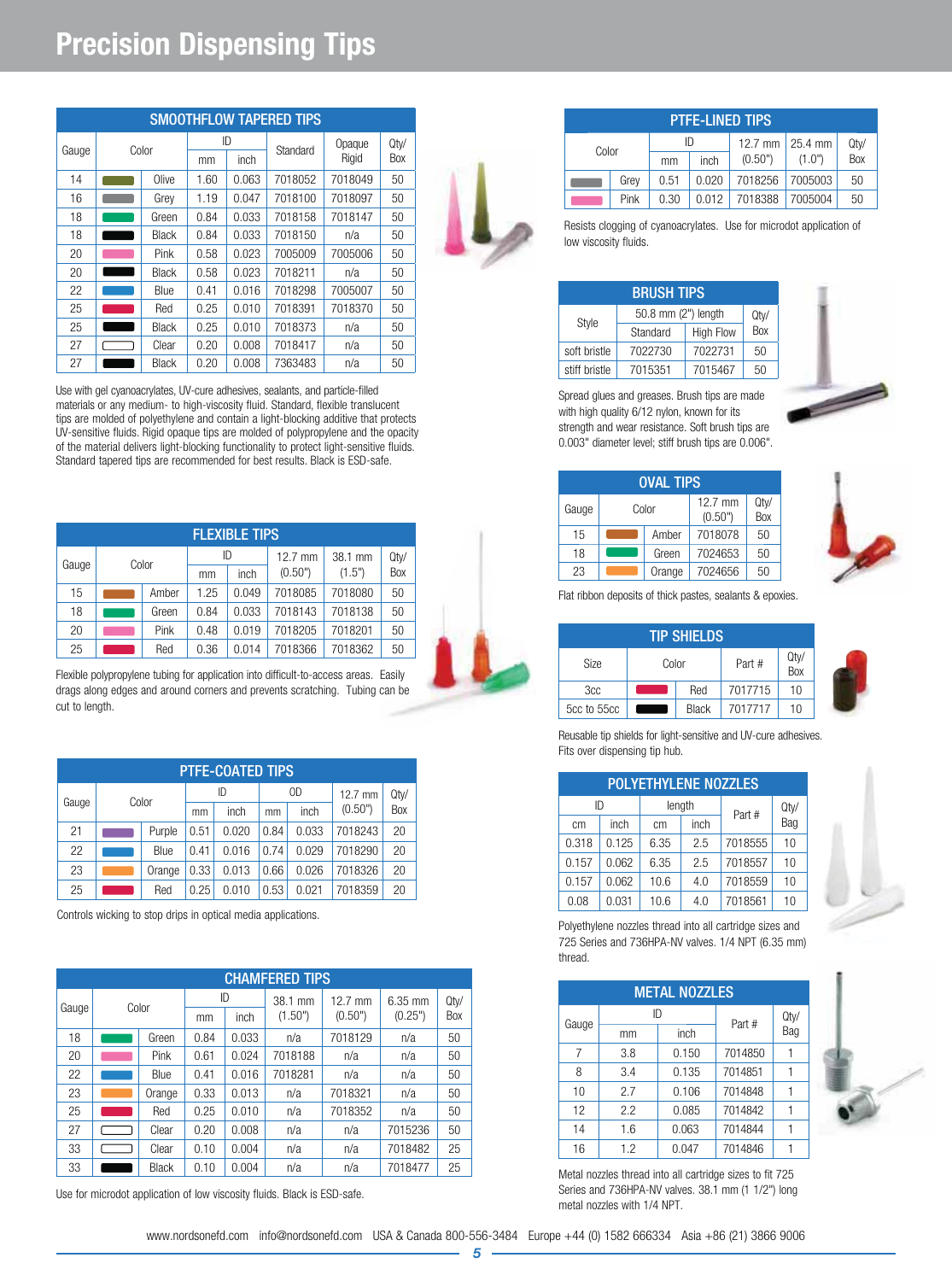# Precision Dispensing Tips

## SMOOTHFLOW TAPERED TIPS

| Gauge | Color | ID | | Standard | Opaque Rigid | Qty/ Box |
|---|---|---|---|---|---|---|
| | | mm | inch | | | |
| 14 | Olive | 1.60 | 0.063 | 7018052 | 7018049 | 50 |
| 16 | Grey | 1.19 | 0.047 | 7018100 | 7018097 | 50 |
| 18 | Green | 0.84 | 0.033 | 7018158 | 7018147 | 50 |
| 18 | Black | 0.84 | 0.033 | 7018150 | n/a | 50 |
| 20 | Pink | 0.58 | 0.023 | 7005009 | 7005006 | 50 |
| 20 | Black | 0.58 | 0.023 | 7018211 | n/a | 50 |
| 22 | Blue | 0.41 | 0.016 | 7018298 | 7005007 | 50 |
| 25 | Red | 0.25 | 0.010 | 7018391 | 7018370 | 50 |
| 25 | Black | 0.25 | 0.010 | 7018373 | n/a | 50 |
| 27 | Clear | 0.20 | 0.008 | 7018417 | n/a | 50 |
| 27 | Black | 0.20 | 0.008 | 7363483 | n/a | 50 |

Use with gel cyanoacrylates, UV-cure adhesives, sealants, and particle-filled materials or any medium- to high-viscosity fluid. Standard, flexible translucent tips are molded of polyethylene and contain a light-blocking additive that protects UV-sensitive fluids. Rigid opaque tips are molded of polypropylene and the opacity of the material delivers light-blocking functionality to protect light-sensitive fluids. Standard tapered tips are recommended for best results. Black is ESD-safe.

## FLEXIBLE TIPS

| Gauge | Color | ID | | 12.7 mm (0.50") | 38.1 mm (1.5") | Qty/ Box |
|---|---|---|---|---|---|---|
| | | mm | inch | | | |
| 15 | Amber | 1.25 | 0.049 | 7018085 | 7018080 | 50 |
| 18 | Green | 0.84 | 0.033 | 7018143 | 7018138 | 50 |
| 20 | Pink | 0.48 | 0.019 | 7018205 | 7018201 | 50 |
| 25 | Red | 0.36 | 0.014 | 7018366 | 7018362 | 50 |

Flexible polypropylene tubing for application into difficult-to-access areas. Easily drags along edges and around corners and prevents scratching. Tubing can be cut to length.

## PTFE-COATED TIPS

| Gauge | Color | ID | | OD | | 12.7 mm (0.50") | Qty/ Box |
|---|---|---|---|---|---|---|---|
| | | mm | inch | mm | inch | | |
| 21 | Purple | 0.51 | 0.020 | 0.84 | 0.033 | 7018243 | 20 |
| 22 | Blue | 0.41 | 0.016 | 0.74 | 0.029 | 7018290 | 20 |
| 23 | Orange | 0.33 | 0.013 | 0.66 | 0.026 | 7018326 | 20 |
| 25 | Red | 0.25 | 0.010 | 0.53 | 0.021 | 7018359 | 20 |

Controls wicking to stop drips in optical media applications.

## CHAMFERED TIPS

| Gauge | Color | ID | | 38.1 mm (1.50") | 12.7 mm (0.50") | 6.35 mm (0.25") | Qty/ Box |
|---|---|---|---|---|---|---|---|
| | | mm | inch | | | | |
| 18 | Green | 0.84 | 0.033 | n/a | 7018129 | n/a | 50 |
| 20 | Pink | 0.61 | 0.024 | 7018188 | n/a | n/a | 50 |
| 22 | Blue | 0.41 | 0.016 | 7018281 | n/a | n/a | 50 |
| 23 | Orange | 0.33 | 0.013 | n/a | 7018321 | n/a | 50 |
| 25 | Red | 0.25 | 0.010 | n/a | 7018352 | n/a | 50 |
| 27 | Clear | 0.20 | 0.008 | n/a | n/a | 7015236 | 50 |
| 33 | Clear | 0.10 | 0.004 | n/a | n/a | 7018482 | 25 |
| 33 | Black | 0.10 | 0.004 | n/a | n/a | 7018477 | 25 |

Use for microdot application of low viscosity fluids. Black is ESD-safe.

## PTFE-LINED TIPS

| Color | ID | | 12.7 mm (0.50") | 25.4 mm (1.0") | Qty/ Box |
|---|---|---|---|---|---|
| | mm | inch | | | |
| Grey | 0.51 | 0.020 | 7018256 | 7005003 | 50 |
| Pink | 0.30 | 0.012 | 7018388 | 7005004 | 50 |

Resists clogging of cyanoacrylates. Use for microdot application of low viscosity fluids.

## BRUSH TIPS

| Style | 50.8 mm (2") length | | Qty/ Box |
|---|---|---|---|
| | Standard | High Flow | |
| soft bristle | 7022730 | 7022731 | 50 |
| stiff bristle | 7015351 | 7015467 | 50 |

Spread glues and greases. Brush tips are made with high quality 6/12 nylon, known for its strength and wear resistance. Soft brush tips are 0.003" diameter level; stiff brush tips are 0.006".

## OVAL TIPS

| Gauge | Color | 12.7 mm (0.50") | Qty/ Box |
|---|---|---|---|
| 15 | Amber | 7018078 | 50 |
| 18 | Green | 7024653 | 50 |
| 23 | Orange | 7024656 | 50 |

Flat ribbon deposits of thick pastes, sealants & epoxies.

## TIP SHIELDS

| Size | Color | Part # | Qty/ Box |
|---|---|---|---|
| 3cc | Red | 7017715 | 10 |
| 5cc to 55cc | Black | 7017717 | 10 |

Reusable tip shields for light-sensitive and UV-cure adhesives. Fits over dispensing tip hub.

## POLYETHYLENE NOZZLES

| ID | | length | | Part # | Qty/ Bag |
|---|---|---|---|---|---|
| cm | inch | cm | inch | | |
| 0.318 | 0.125 | 6.35 | 2.5 | 7018555 | 10 |
| 0.157 | 0.062 | 6.35 | 2.5 | 7018557 | 10 |
| 0.157 | 0.062 | 10.6 | 4.0 | 7018559 | 10 |
| 0.08 | 0.031 | 10.6 | 4.0 | 7018561 | 10 |

Polyethylene nozzles thread into all cartridge sizes and 725 Series and 736HPA-NV valves. 1/4 NPT (6.35 mm) thread.

## METAL NOZZLES

| Gauge | ID | | Part # | Qty/ Bag |
|---|---|---|---|---|
| | mm | inch | | |
| 7 | 3.8 | 0.150 | 7014850 | 1 |
| 8 | 3.4 | 0.135 | 7014851 | 1 |
| 10 | 2.7 | 0.106 | 7014848 | 1 |
| 12 | 2.2 | 0.085 | 7014842 | 1 |
| 14 | 1.6 | 0.063 | 7014844 | 1 |
| 16 | 1.2 | 0.047 | 7014846 | 1 |

Metal nozzles thread into all cartridge sizes to fit 725 Series and 736HPA-NV valves. 38.1 mm (1 1/2") long metal nozzles with 1/4 NPT.

www.nordsonefd.com info@nordsonefd.com USA & Canada 800-556-3484 Europe +44 (0) 1582 666334 Asia +86 (21) 3866 9006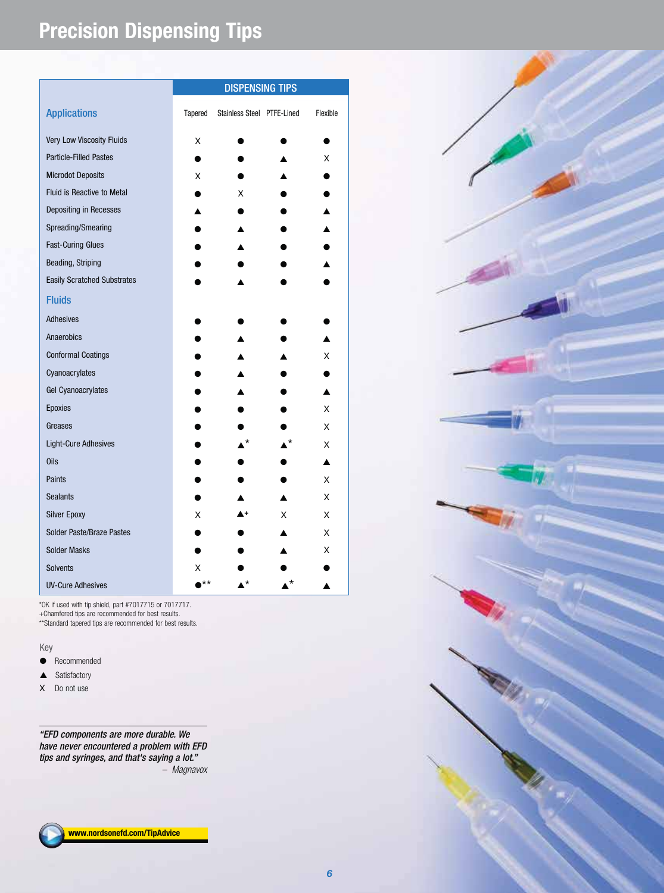# Precision Dispensing Tips

| Applications | Tapered | Stainless Steel | PTFE-Lined | Flexible |
|---|---|---|---|---|
| | DISPENSING TIPS | | | |
| Very Low Viscosity Fluids | X | ● | ● | ● |
| Particle-Filled Pastes | ● | ● | ▲ | X |
| Microdot Deposits | X | ● | ▲ | ● |
| Fluid is Reactive to Metal | ● | X | ● | ● |
| Depositing in Recesses | ▲ | ● | ● | ▲ |
| Spreading/Smearing | ● | ▲ | ● | ▲ |
| Fast-Curing Glues | ● | ▲ | ● | ● |
| Beading, Striping | ● | ● | ● | ▲ |
| Easily Scratched Substrates | ● | ▲ | ● | ● |
| **Fluids** | | | | |
| Adhesives | ● | ● | ● | ● |
| Anaerobics | ● | ▲ | ● | ▲ |
| Conformal Coatings | ● | ▲ | ▲ | X |
| Cyanoacrylates | ● | ▲ | ● | ● |
| Gel Cyanoacrylates | ● | ▲ | ● | ▲ |
| Epoxies | ● | ● | ● | X |
| Greases | ● | ● | ● | X |
| Light-Cure Adhesives | ● | ▲* | ▲* | X |
| Oils | ● | ● | ● | ▲ |
| Paints | ● | ● | ● | X |
| Sealants | ● | ▲ | ▲ | X |
| Silver Epoxy | X | ▲+ | X | X |
| Solder Paste/Braze Pastes | ● | ● | ▲ | X |
| Solder Masks | ● | ● | ▲ | X |
| Solvents | X | ● | ● | ● |
| UV-Cure Adhesives | ●** | ▲* | ▲* | ▲ |

*OK if used with tip shield, part #7017715 or 7017717.
+Chamfered tips are recommended for best results.
**Standard tapered tips are recommended for best results.

Key

- ● Recommended
- ▲ Satisfactory
- X Do not use

*"EFD components are more durable. We have never encountered a problem with EFD tips and syringes, and that's saying a lot."*
*– Magnavox*

**www.nordsonefd.com/TipAdvice**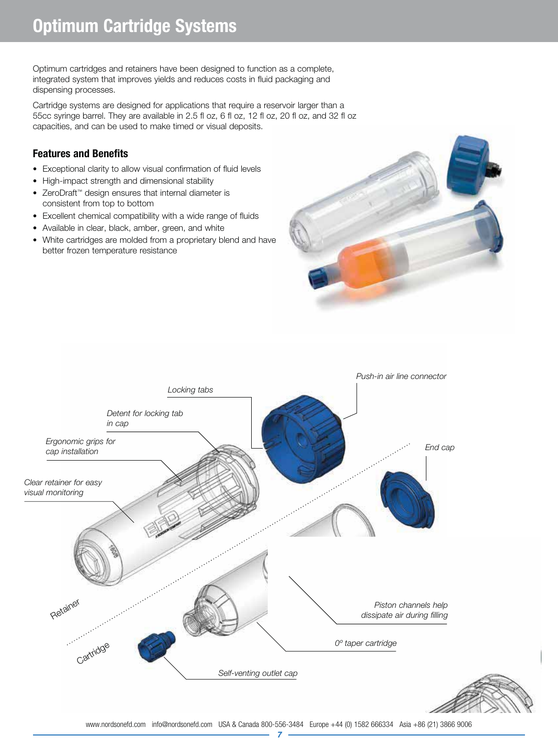# Optimum Cartridge Systems

Optimum cartridges and retainers have been designed to function as a complete, integrated system that improves yields and reduces costs in fluid packaging and dispensing processes.

Cartridge systems are designed for applications that require a reservoir larger than a 55cc syringe barrel. They are available in 2.5 fl oz, 6 fl oz, 12 fl oz, 20 fl oz, and 32 fl oz capacities, and can be used to make timed or visual deposits.

## Features and Benefits

- Exceptional clarity to allow visual confirmation of fluid levels
- High-impact strength and dimensional stability
- ZeroDraft™ design ensures that internal diameter is consistent from top to bottom
- Excellent chemical compatibility with a wide range of fluids
- Available in clear, black, amber, green, and white
- White cartridges are molded from a proprietary blend and have better frozen temperature resistance

*Push-in air line connector*

*Locking tabs*

*Detent for locking tab in cap*

*Ergonomic grips for cap installation*

*End cap*

*Clear retainer for easy visual monitoring*

*Piston channels help dissipate air during filling*

Retainer

*0º taper cartridge*

Cartridge

*Self-venting outlet cap*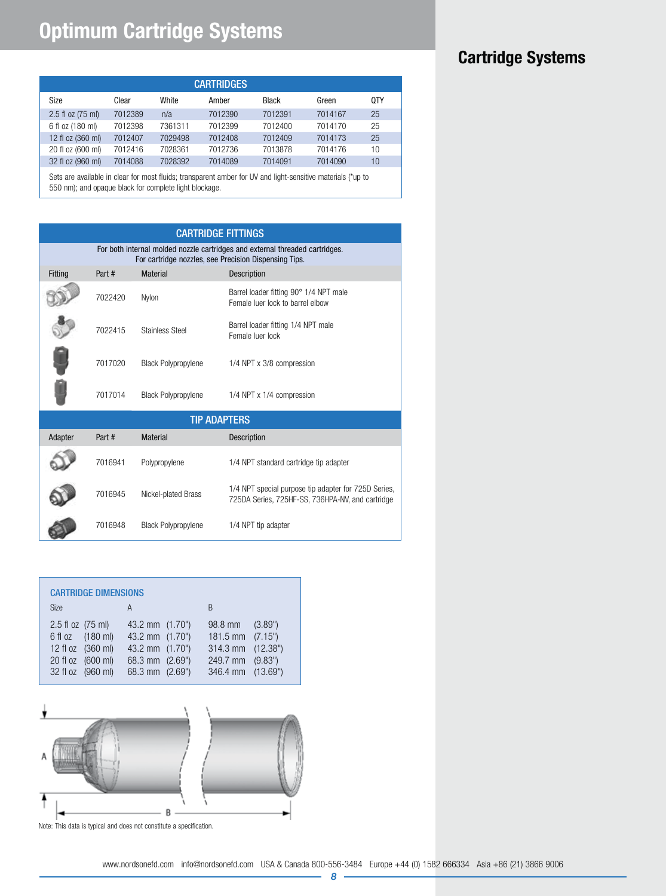# Optimum Cartridge Systems

## Cartridge Systems

| CARTRIDGES | | | | | | |
|---|---|---|---|---|---|---|
| Size | Clear | White | Amber | Black | Green | QTY |
| 2.5 fl oz (75 ml) | 7012389 | n/a | 7012390 | 7012391 | 7014167 | 25 |
| 6 fl oz (180 ml) | 7012398 | 7361311 | 7012399 | 7012400 | 7014170 | 25 |
| 12 fl oz (360 ml) | 7012407 | 7029498 | 7012408 | 7012409 | 7014173 | 25 |
| 20 fl oz (600 ml) | 7012416 | 7028361 | 7012736 | 7013878 | 7014176 | 10 |
| 32 fl oz (960 ml) | 7014088 | 7028392 | 7014089 | 7014091 | 7014090 | 10 |

Sets are available in clear for most fluids; transparent amber for UV and light-sensitive materials (*up to 550 nm); and opaque black for complete light blockage.

### CARTRIDGE FITTINGS

For both internal molded nozzle cartridges and external threaded cartridges.
For cartridge nozzles, see Precision Dispensing Tips.

| Fitting | Part # | Material | Description |
|---|---|---|---|
| | 7022420 | Nylon | Barrel loader fitting 90° 1/4 NPT male Female luer lock to barrel elbow |
| | 7022415 | Stainless Steel | Barrel loader fitting 1/4 NPT male Female luer lock |
| | 7017020 | Black Polypropylene | 1/4 NPT x 3/8 compression |
| | 7017014 | Black Polypropylene | 1/4 NPT x 1/4 compression |

### TIP ADAPTERS

| Adapter | Part # | Material | Description |
|---|---|---|---|
| | 7016941 | Polypropylene | 1/4 NPT standard cartridge tip adapter |
| | 7016945 | Nickel-plated Brass | 1/4 NPT special purpose tip adapter for 725D Series, 725DA Series, 725HF-SS, 736HPA-NV, and cartridge |
| | 7016948 | Black Polypropylene | 1/4 NPT tip adapter |

### CARTRIDGE DIMENSIONS

| Size | A | B |
|---|---|---|
| 2.5 fl oz (75 ml) | 43.2 mm (1.70") | 98.8 mm (3.89") |
| 6 fl oz (180 ml) | 43.2 mm (1.70") | 181.5 mm (7.15") |
| 12 fl oz (360 ml) | 43.2 mm (1.70") | 314.3 mm (12.38") |
| 20 fl oz (600 ml) | 68.3 mm (2.69") | 249.7 mm (9.83") |
| 32 fl oz (960 ml) | 68.3 mm (2.69") | 346.4 mm (13.69") |

Note: This data is typical and does not constitute a specification.

www.nordsonefd.com info@nordsonefd.com USA & Canada 800-556-3484 Europe +44 (0) 1582 666334 Asia +86 (21) 3866 9006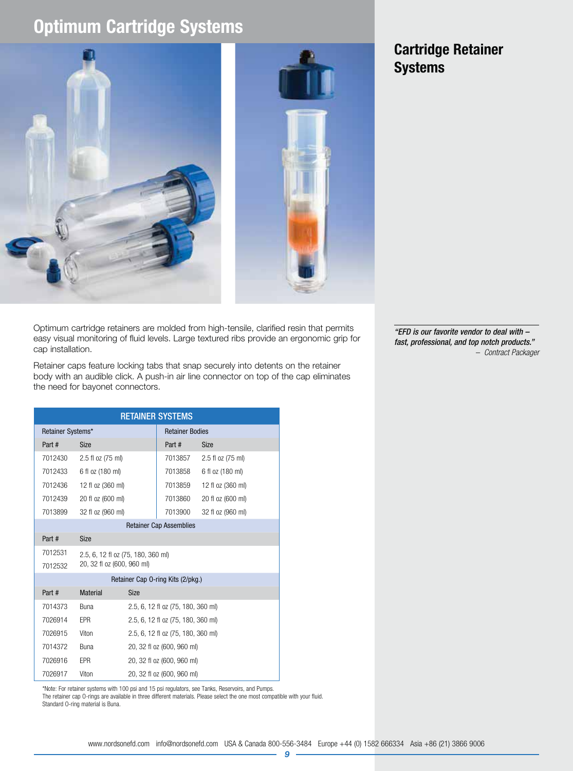# Optimum Cartridge Systems

## Cartridge Retainer Systems

Optimum cartridge retainers are molded from high-tensile, clarified resin that permits easy visual monitoring of fluid levels. Large textured ribs provide an ergonomic grip for cap installation.

Retainer caps feature locking tabs that snap securely into detents on the retainer body with an audible click. A push-in air line connector on top of the cap eliminates the need for bayonet connectors.

*"EFD is our favorite vendor to deal with – fast, professional, and top notch products."*
*– Contract Packager*

| RETAINER SYSTEMS | | | |
|---|---|---|---|
| Retainer Systems* | | Retainer Bodies | |
| Part # | Size | Part # | Size |
| 7012430 | 2.5 fl oz (75 ml) | 7013857 | 2.5 fl oz (75 ml) |
| 7012433 | 6 fl oz (180 ml) | 7013858 | 6 fl oz (180 ml) |
| 7012436 | 12 fl oz (360 ml) | 7013859 | 12 fl oz (360 ml) |
| 7012439 | 20 fl oz (600 ml) | 7013860 | 20 fl oz (600 ml) |
| 7013899 | 32 fl oz (960 ml) | 7013900 | 32 fl oz (960 ml) |

| Retainer Cap Assemblies | |
|---|---|
| Part # | Size |
| 7012531 | 2.5, 6, 12 fl oz (75, 180, 360 ml) |
| 7012532 | 20, 32 fl oz (600, 960 ml) |

| Retainer Cap O-ring Kits (2/pkg.) | | |
|---|---|---|
| Part # | Material | Size |
| 7014373 | Buna | 2.5, 6, 12 fl oz (75, 180, 360 ml) |
| 7026914 | EPR | 2.5, 6, 12 fl oz (75, 180, 360 ml) |
| 7026915 | Viton | 2.5, 6, 12 fl oz (75, 180, 360 ml) |
| 7014372 | Buna | 20, 32 fl oz (600, 960 ml) |
| 7026916 | EPR | 20, 32 fl oz (600, 960 ml) |
| 7026917 | Viton | 20, 32 fl oz (600, 960 ml) |

*Note: For retainer systems with 100 psi and 15 psi regulators, see Tanks, Reservoirs, and Pumps.
The retainer cap O-rings are available in three different materials. Please select the one most compatible with your fluid.
Standard O-ring material is Buna.

www.nordsonefd.com info@nordsonefd.com USA & Canada 800-556-3484 Europe +44 (0) 1582 666334 Asia +86 (21) 3866 9006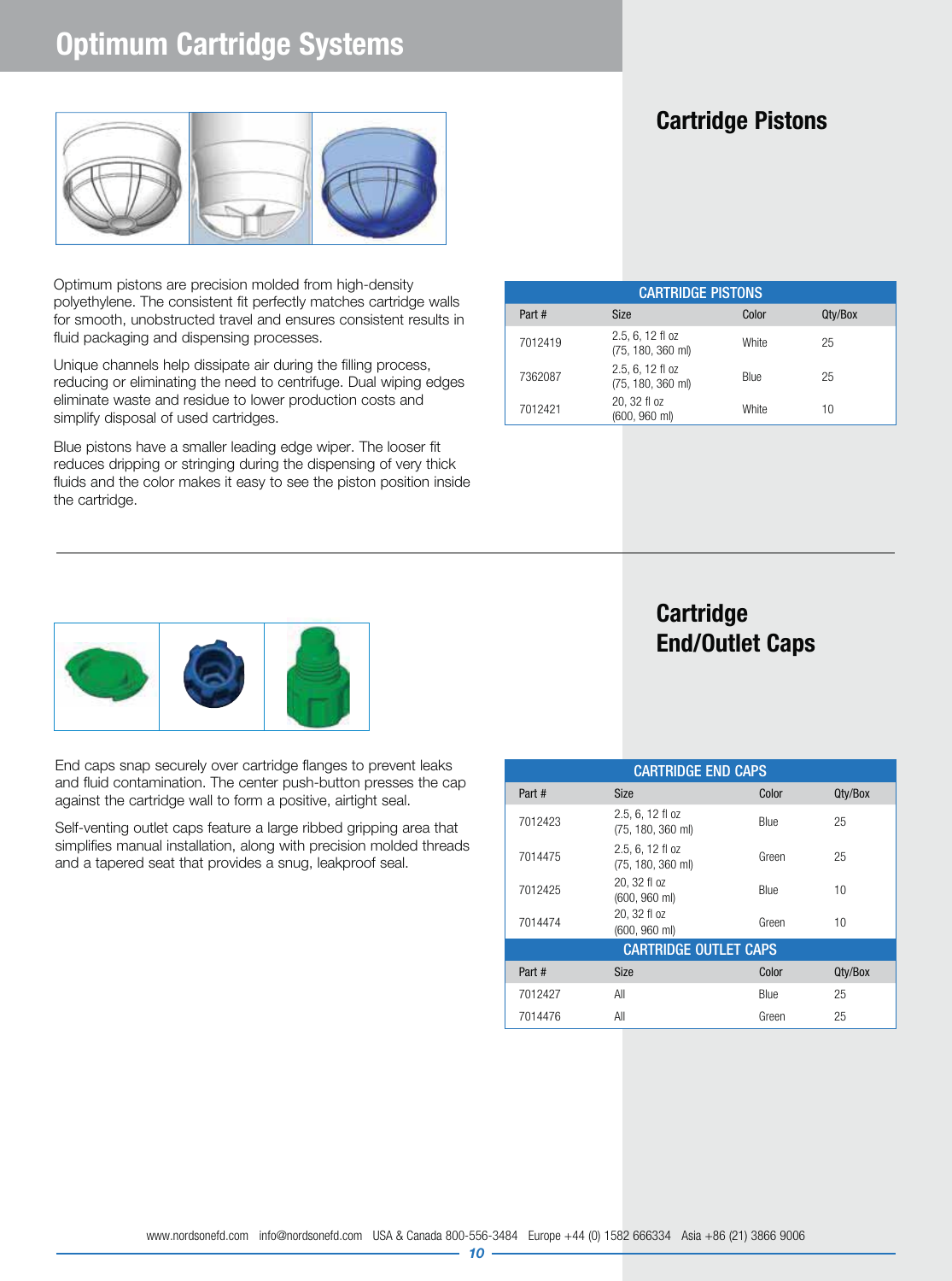# Optimum Cartridge Systems

## Cartridge Pistons

Optimum pistons are precision molded from high-density polyethylene. The consistent fit perfectly matches cartridge walls for smooth, unobstructed travel and ensures consistent results in fluid packaging and dispensing processes.

Unique channels help dissipate air during the filling process, reducing or eliminating the need to centrifuge. Dual wiping edges eliminate waste and residue to lower production costs and simplify disposal of used cartridges.

Blue pistons have a smaller leading edge wiper. The looser fit reduces dripping or stringing during the dispensing of very thick fluids and the color makes it easy to see the piston position inside the cartridge.

| CARTRIDGE PISTONS | | | |
|---|---|---|---|
| Part # | Size | Color | Qty/Box |
| 7012419 | 2.5, 6, 12 fl oz (75, 180, 360 ml) | White | 25 |
| 7362087 | 2.5, 6, 12 fl oz (75, 180, 360 ml) | Blue | 25 |
| 7012421 | 20, 32 fl oz (600, 960 ml) | White | 10 |

## Cartridge End/Outlet Caps

End caps snap securely over cartridge flanges to prevent leaks and fluid contamination. The center push-button presses the cap against the cartridge wall to form a positive, airtight seal.

Self-venting outlet caps feature a large ribbed gripping area that simplifies manual installation, along with precision molded threads and a tapered seat that provides a snug, leakproof seal.

| CARTRIDGE END CAPS | | | |
|---|---|---|---|
| Part # | Size | Color | Qty/Box |
| 7012423 | 2.5, 6, 12 fl oz (75, 180, 360 ml) | Blue | 25 |
| 7014475 | 2.5, 6, 12 fl oz (75, 180, 360 ml) | Green | 25 |
| 7012425 | 20, 32 fl oz (600, 960 ml) | Blue | 10 |
| 7014474 | 20, 32 fl oz (600, 960 ml) | Green | 10 |
| **CARTRIDGE OUTLET CAPS** | | | |
| Part # | Size | Color | Qty/Box |
| 7012427 | All | Blue | 25 |
| 7014476 | All | Green | 25 |

www.nordsonefd.com info@nordsonefd.com USA & Canada 800-556-3484 Europe +44 (0) 1582 666334 Asia +86 (21) 3866 9006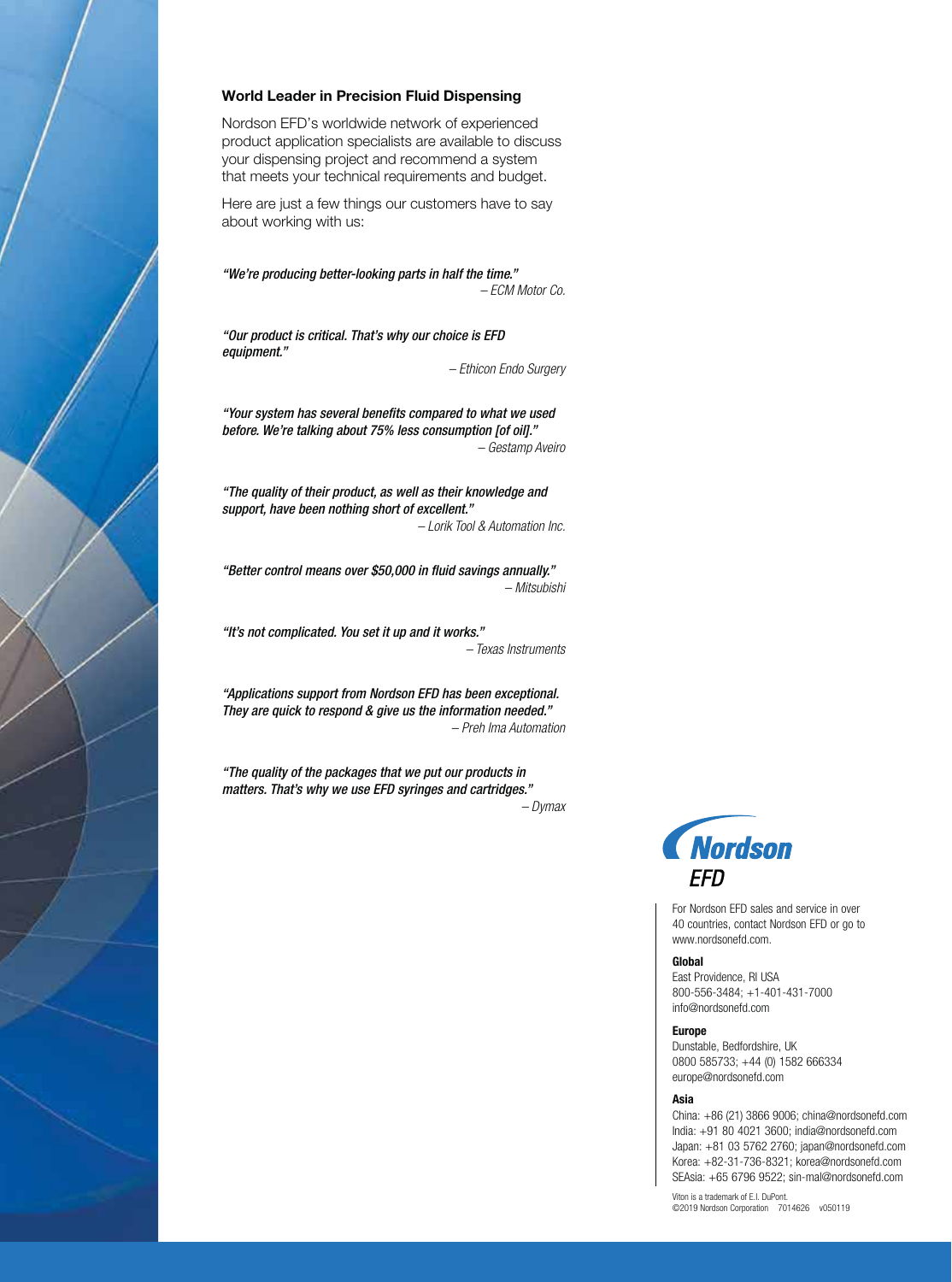## World Leader in Precision Fluid Dispensing

Nordson EFD's worldwide network of experienced product application specialists are available to discuss your dispensing project and recommend a system that meets your technical requirements and budget.

Here are just a few things our customers have to say about working with us:

*"We're producing better-looking parts in half the time."*
*– ECM Motor Co.*

*"Our product is critical. That's why our choice is EFD equipment."*
*– Ethicon Endo Surgery*

*"Your system has several benefits compared to what we used before. We're talking about 75% less consumption [of oil]."*
*– Gestamp Aveiro*

*"The quality of their product, as well as their knowledge and support, have been nothing short of excellent."*
*– Lorik Tool & Automation Inc.*

*"Better control means over $50,000 in fluid savings annually."*
*– Mitsubishi*

*"It's not complicated. You set it up and it works."*
*– Texas Instruments*

*"Applications support from Nordson EFD has been exceptional. They are quick to respond & give us the information needed."*
*– Preh Ima Automation*

*"The quality of the packages that we put our products in matters. That's why we use EFD syringes and cartridges."*
*– Dymax*

Nordson EFD

For Nordson EFD sales and service in over 40 countries, contact Nordson EFD or go to www.nordsonefd.com.

**Global**
East Providence, RI USA
800-556-3484; +1-401-431-7000
info@nordsonefd.com

**Europe**
Dunstable, Bedfordshire, UK
0800 585733; +44 (0) 1582 666334
europe@nordsonefd.com

**Asia**
China: +86 (21) 3866 9006; china@nordsonefd.com
India: +91 80 4021 3600; india@nordsonefd.com
Japan: +81 03 5762 2760; japan@nordsonefd.com
Korea: +82-31-736-8321; korea@nordsonefd.com
SEAsia: +65 6796 9522; sin-mal@nordsonefd.com

Viton is a trademark of E.I. DuPont.
©2019 Nordson Corporation 7014626 v050119